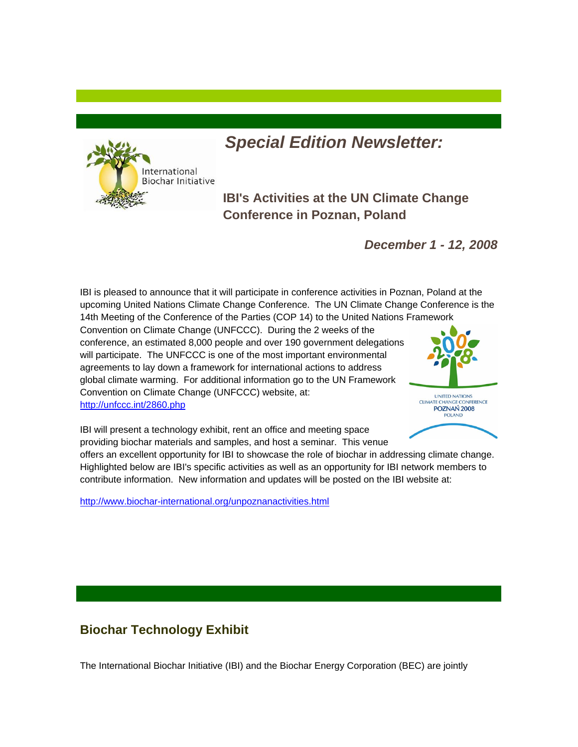# *Special Edition Newsletter:*

## IBI's Activities at the UN Climate Change Conference in Poznan, Poland

***December 1 - 12, 2008***

IBI is pleased to announce that it will participate in conference activities in Poznan, Poland at the upcoming United Nations Climate Change Conference. The UN Climate Change Conference is the 14th Meeting of the Conference of the Parties (COP 14) to the United Nations Framework Convention on Climate Change (UNFCCC). During the 2 weeks of the conference, an estimated 8,000 people and over 190 government delegations will participate. The UNFCCC is one of the most important environmental agreements to lay down a framework for international actions to address global climate warming. For additional information go to the UN Framework Convention on Climate Change (UNFCCC) website, at: http://unfccc.int/2860.php

IBI will present a technology exhibit, rent an office and meeting space providing biochar materials and samples, and host a seminar. This venue offers an excellent opportunity for IBI to showcase the role of biochar in addressing climate change. Highlighted below are IBI's specific activities as well as an opportunity for IBI network members to contribute information. New information and updates will be posted on the IBI website at:

http://www.biochar-international.org/unpoznanactivities.html

## Biochar Technology Exhibit

The International Biochar Initiative (IBI) and the Biochar Energy Corporation (BEC) are jointly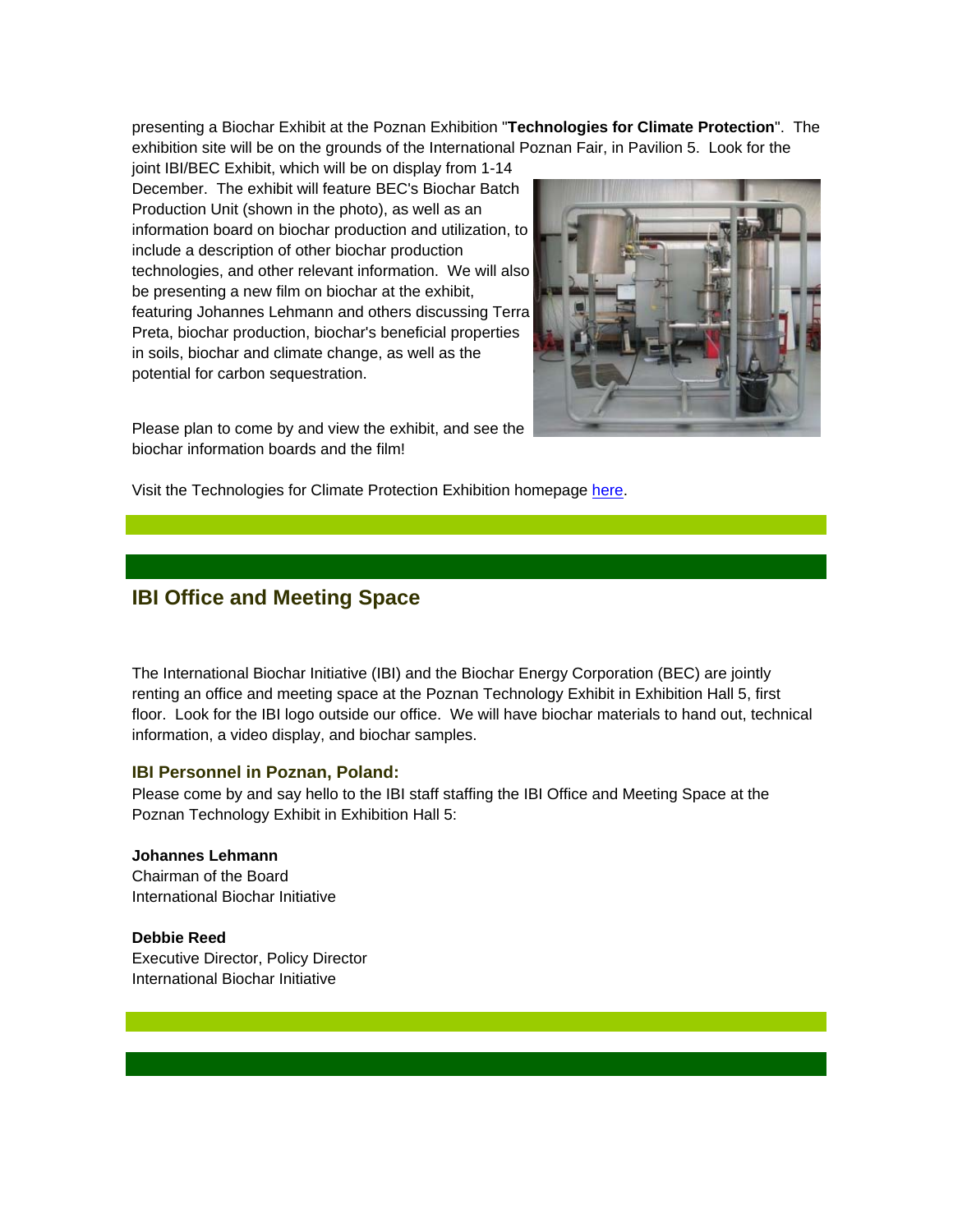presenting a Biochar Exhibit at the Poznan Exhibition "**Technologies for Climate Protection**". The exhibition site will be on the grounds of the International Poznan Fair, in Pavilion 5. Look for the joint IBI/BEC Exhibit, which will be on display from 1-14 December. The exhibit will feature BEC's Biochar Batch Production Unit (shown in the photo), as well as an information board on biochar production and utilization, to include a description of other biochar production technologies, and other relevant information. We will also be presenting a new film on biochar at the exhibit, featuring Johannes Lehmann and others discussing Terra Preta, biochar production, biochar's beneficial properties in soils, biochar and climate change, as well as the potential for carbon sequestration.

Please plan to come by and view the exhibit, and see the biochar information boards and the film!

Visit the Technologies for Climate Protection Exhibition homepage here.

## IBI Office and Meeting Space

The International Biochar Initiative (IBI) and the Biochar Energy Corporation (BEC) are jointly renting an office and meeting space at the Poznan Technology Exhibit in Exhibition Hall 5, first floor. Look for the IBI logo outside our office. We will have biochar materials to hand out, technical information, a video display, and biochar samples.

### IBI Personnel in Poznan, Poland:

Please come by and say hello to the IBI staff staffing the IBI Office and Meeting Space at the Poznan Technology Exhibit in Exhibition Hall 5:

**Johannes Lehmann**
Chairman of the Board
International Biochar Initiative

**Debbie Reed**
Executive Director, Policy Director
International Biochar Initiative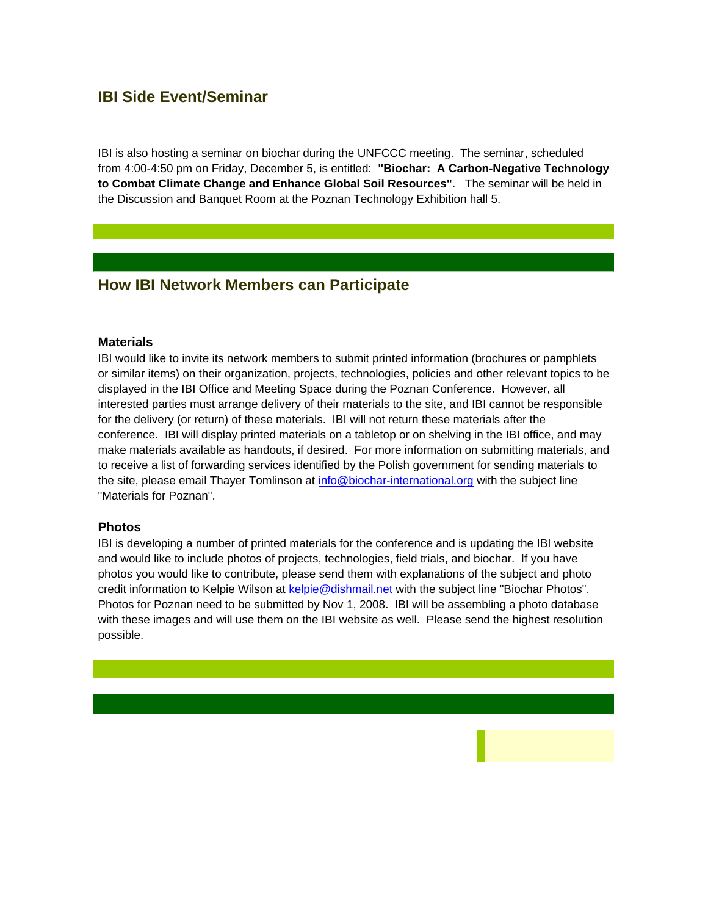## IBI Side Event/Seminar

IBI is also hosting a seminar on biochar during the UNFCCC meeting. The seminar, scheduled from 4:00-4:50 pm on Friday, December 5, is entitled: **"Biochar: A Carbon-Negative Technology to Combat Climate Change and Enhance Global Soil Resources"**. The seminar will be held in the Discussion and Banquet Room at the Poznan Technology Exhibition hall 5.

## How IBI Network Members can Participate

### Materials

IBI would like to invite its network members to submit printed information (brochures or pamphlets or similar items) on their organization, projects, technologies, policies and other relevant topics to be displayed in the IBI Office and Meeting Space during the Poznan Conference. However, all interested parties must arrange delivery of their materials to the site, and IBI cannot be responsible for the delivery (or return) of these materials. IBI will not return these materials after the conference. IBI will display printed materials on a tabletop or on shelving in the IBI office, and may make materials available as handouts, if desired. For more information on submitting materials, and to receive a list of forwarding services identified by the Polish government for sending materials to the site, please email Thayer Tomlinson at info@biochar-international.org with the subject line "Materials for Poznan".

### Photos

IBI is developing a number of printed materials for the conference and is updating the IBI website and would like to include photos of projects, technologies, field trials, and biochar. If you have photos you would like to contribute, please send them with explanations of the subject and photo credit information to Kelpie Wilson at kelpie@dishmail.net with the subject line "Biochar Photos". Photos for Poznan need to be submitted by Nov 1, 2008. IBI will be assembling a photo database with these images and will use them on the IBI website as well. Please send the highest resolution possible.